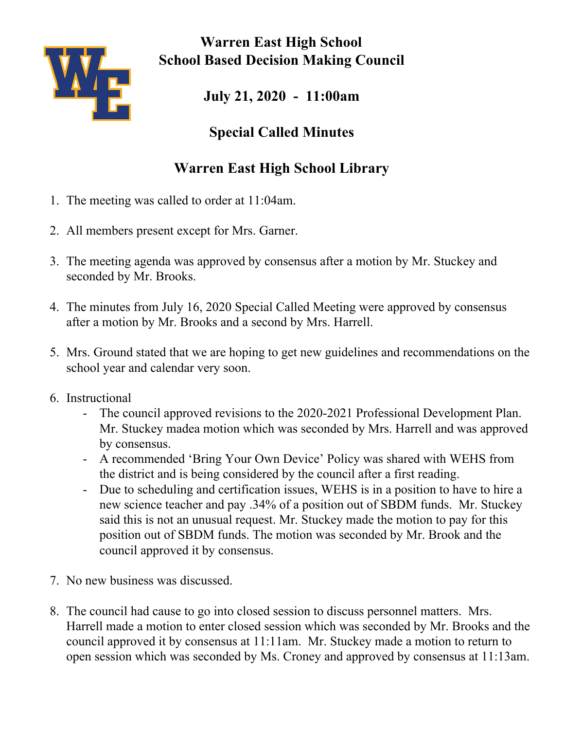# Warren East High School
# School Based Decision Making Council

## July 21, 2020 - 11:00am

## Special Called Minutes

## Warren East High School Library

1. The meeting was called to order at 11:04am.

2. All members present except for Mrs. Garner.

3. The meeting agenda was approved by consensus after a motion by Mr. Stuckey and seconded by Mr. Brooks.

4. The minutes from July 16, 2020 Special Called Meeting were approved by consensus after a motion by Mr. Brooks and a second by Mrs. Harrell.

5. Mrs. Ground stated that we are hoping to get new guidelines and recommendations on the school year and calendar very soon.

6. Instructional
   - The council approved revisions to the 2020-2021 Professional Development Plan. Mr. Stuckey madea motion which was seconded by Mrs. Harrell and was approved by consensus.
   - A recommended 'Bring Your Own Device' Policy was shared with WEHS from the district and is being considered by the council after a first reading.
   - Due to scheduling and certification issues, WEHS is in a position to have to hire a new science teacher and pay .34% of a position out of SBDM funds. Mr. Stuckey said this is not an unusual request. Mr. Stuckey made the motion to pay for this position out of SBDM funds. The motion was seconded by Mr. Brook and the council approved it by consensus.

7. No new business was discussed.

8. The council had cause to go into closed session to discuss personnel matters. Mrs. Harrell made a motion to enter closed session which was seconded by Mr. Brooks and the council approved it by consensus at 11:11am. Mr. Stuckey made a motion to return to open session which was seconded by Ms. Croney and approved by consensus at 11:13am.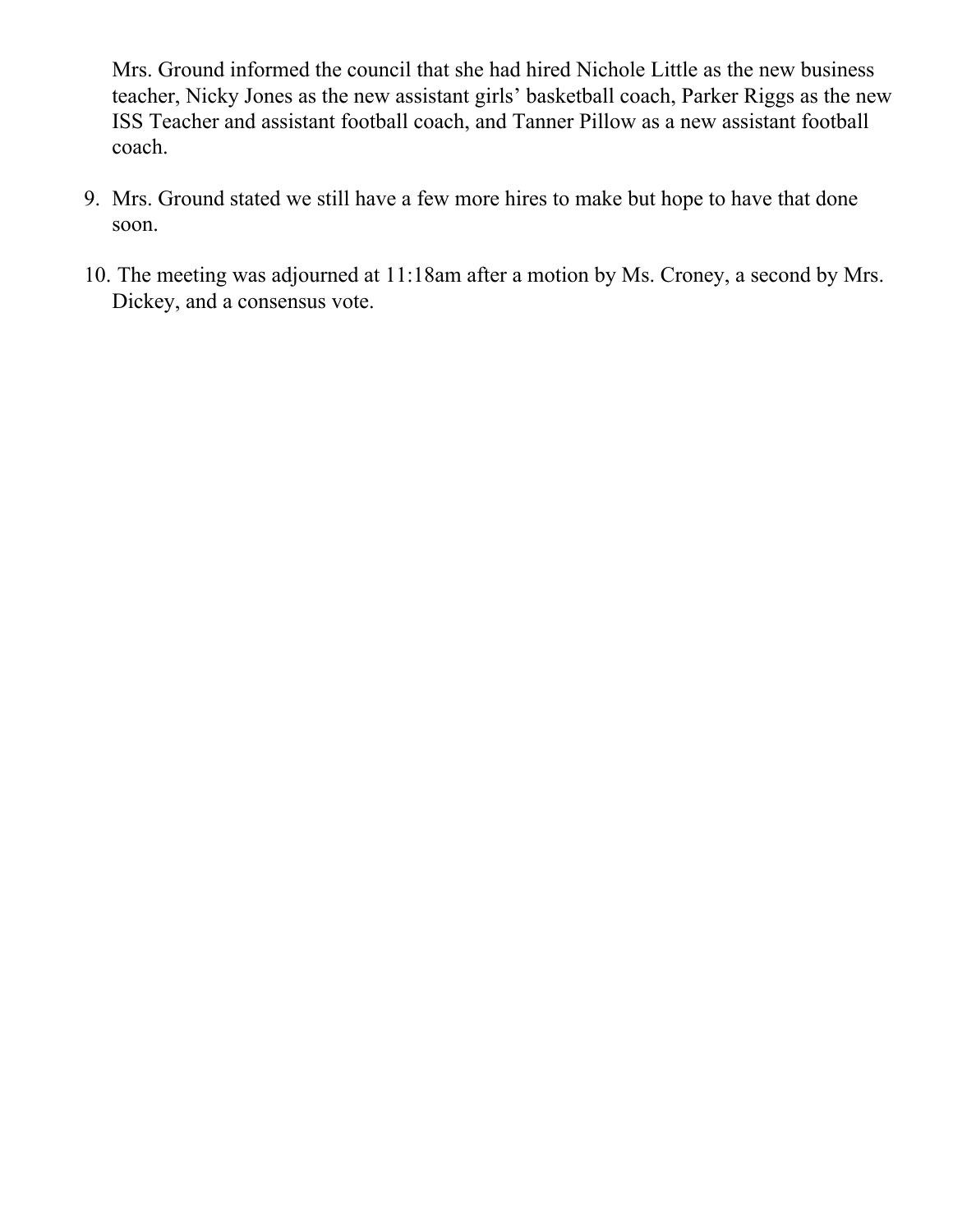Mrs. Ground informed the council that she had hired Nichole Little as the new business teacher, Nicky Jones as the new assistant girls' basketball coach, Parker Riggs as the new ISS Teacher and assistant football coach, and Tanner Pillow as a new assistant football coach.

9. Mrs. Ground stated we still have a few more hires to make but hope to have that done soon.

10. The meeting was adjourned at 11:18am after a motion by Ms. Croney, a second by Mrs. Dickey, and a consensus vote.